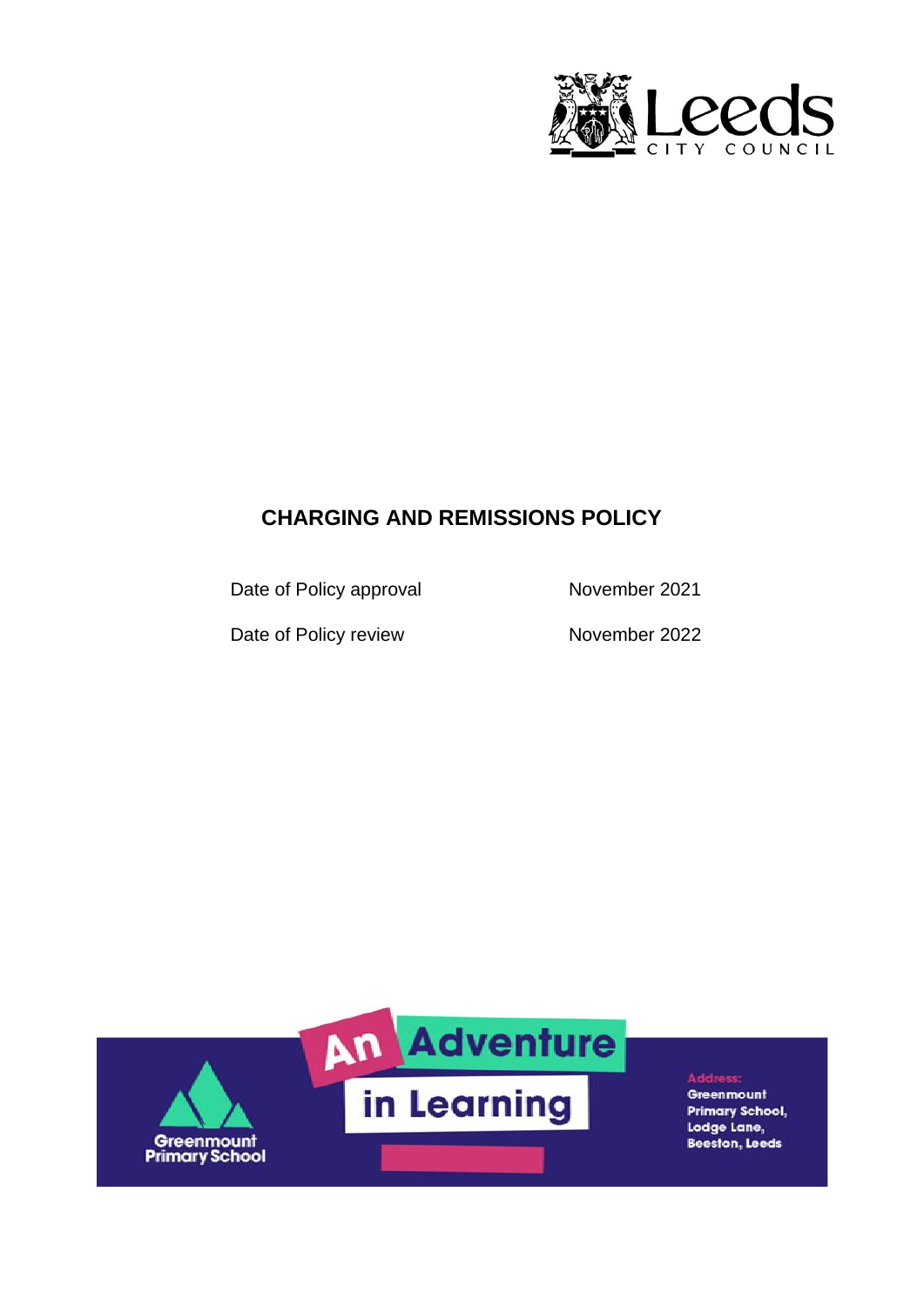# CHARGING AND REMISSIONS POLICY

| | |
|---|---|
| Date of Policy approval | November 2021 |
| Date of Policy review | November 2022 |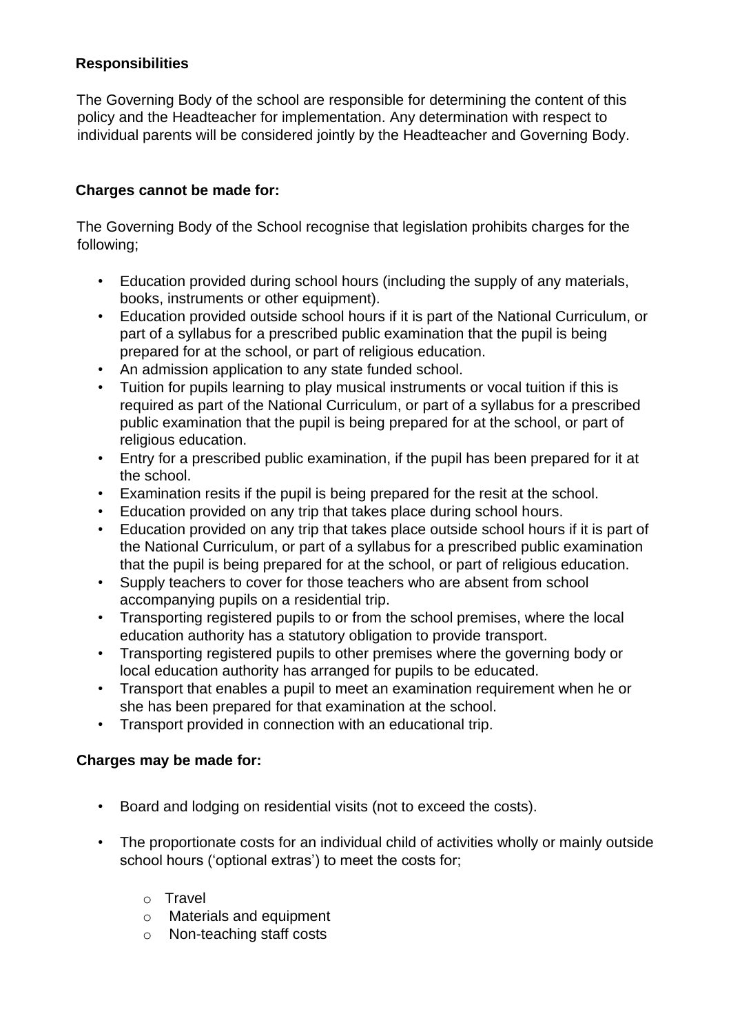## Responsibilities

The Governing Body of the school are responsible for determining the content of this policy and the Headteacher for implementation. Any determination with respect to individual parents will be considered jointly by the Headteacher and Governing Body.

## Charges cannot be made for:

The Governing Body of the School recognise that legislation prohibits charges for the following;

- Education provided during school hours (including the supply of any materials, books, instruments or other equipment).
- Education provided outside school hours if it is part of the National Curriculum, or part of a syllabus for a prescribed public examination that the pupil is being prepared for at the school, or part of religious education.
- An admission application to any state funded school.
- Tuition for pupils learning to play musical instruments or vocal tuition if this is required as part of the National Curriculum, or part of a syllabus for a prescribed public examination that the pupil is being prepared for at the school, or part of religious education.
- Entry for a prescribed public examination, if the pupil has been prepared for it at the school.
- Examination resits if the pupil is being prepared for the resit at the school.
- Education provided on any trip that takes place during school hours.
- Education provided on any trip that takes place outside school hours if it is part of the National Curriculum, or part of a syllabus for a prescribed public examination that the pupil is being prepared for at the school, or part of religious education.
- Supply teachers to cover for those teachers who are absent from school accompanying pupils on a residential trip.
- Transporting registered pupils to or from the school premises, where the local education authority has a statutory obligation to provide transport.
- Transporting registered pupils to other premises where the governing body or local education authority has arranged for pupils to be educated.
- Transport that enables a pupil to meet an examination requirement when he or she has been prepared for that examination at the school.
- Transport provided in connection with an educational trip.

## Charges may be made for:

- Board and lodging on residential visits (not to exceed the costs).
- The proportionate costs for an individual child of activities wholly or mainly outside school hours ('optional extras') to meet the costs for;
  - Travel
  - Materials and equipment
  - Non-teaching staff costs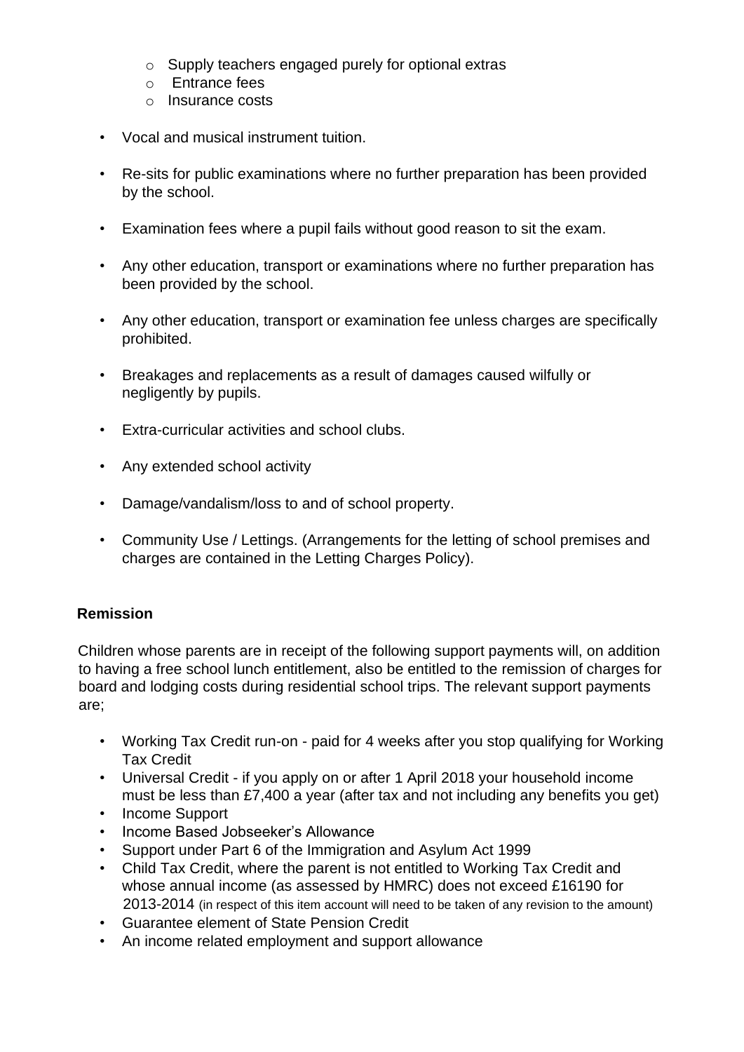- Supply teachers engaged purely for optional extras
    - Entrance fees
    - Insurance costs

- Vocal and musical instrument tuition.
- Re-sits for public examinations where no further preparation has been provided by the school.
- Examination fees where a pupil fails without good reason to sit the exam.
- Any other education, transport or examinations where no further preparation has been provided by the school.
- Any other education, transport or examination fee unless charges are specifically prohibited.
- Breakages and replacements as a result of damages caused wilfully or negligently by pupils.
- Extra-curricular activities and school clubs.
- Any extended school activity
- Damage/vandalism/loss to and of school property.
- Community Use / Lettings. (Arrangements for the letting of school premises and charges are contained in the Letting Charges Policy).

**Remission**

Children whose parents are in receipt of the following support payments will, on addition to having a free school lunch entitlement, also be entitled to the remission of charges for board and lodging costs during residential school trips. The relevant support payments are;

- Working Tax Credit run-on - paid for 4 weeks after you stop qualifying for Working Tax Credit
- Universal Credit - if you apply on or after 1 April 2018 your household income must be less than £7,400 a year (after tax and not including any benefits you get)
- Income Support
- Income Based Jobseeker's Allowance
- Support under Part 6 of the Immigration and Asylum Act 1999
- Child Tax Credit, where the parent is not entitled to Working Tax Credit and whose annual income (as assessed by HMRC) does not exceed £16190 for 2013-2014 (in respect of this item account will need to be taken of any revision to the amount)
- Guarantee element of State Pension Credit
- An income related employment and support allowance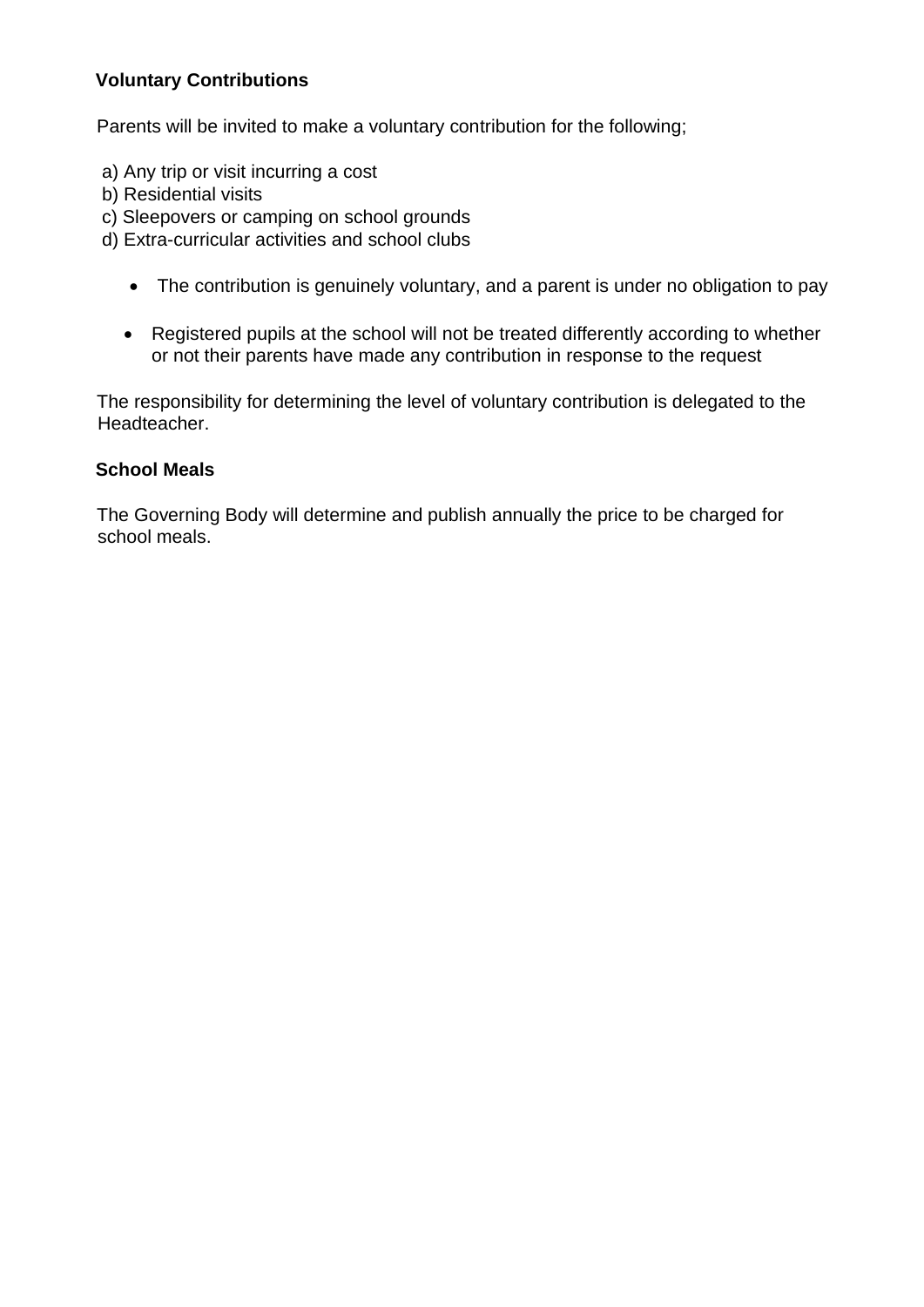### Voluntary Contributions

Parents will be invited to make a voluntary contribution for the following;

a) Any trip or visit incurring a cost
b) Residential visits
c) Sleepovers or camping on school grounds
d) Extra-curricular activities and school clubs

- The contribution is genuinely voluntary, and a parent is under no obligation to pay
- Registered pupils at the school will not be treated differently according to whether or not their parents have made any contribution in response to the request

The responsibility for determining the level of voluntary contribution is delegated to the Headteacher.

### School Meals

The Governing Body will determine and publish annually the price to be charged for school meals.